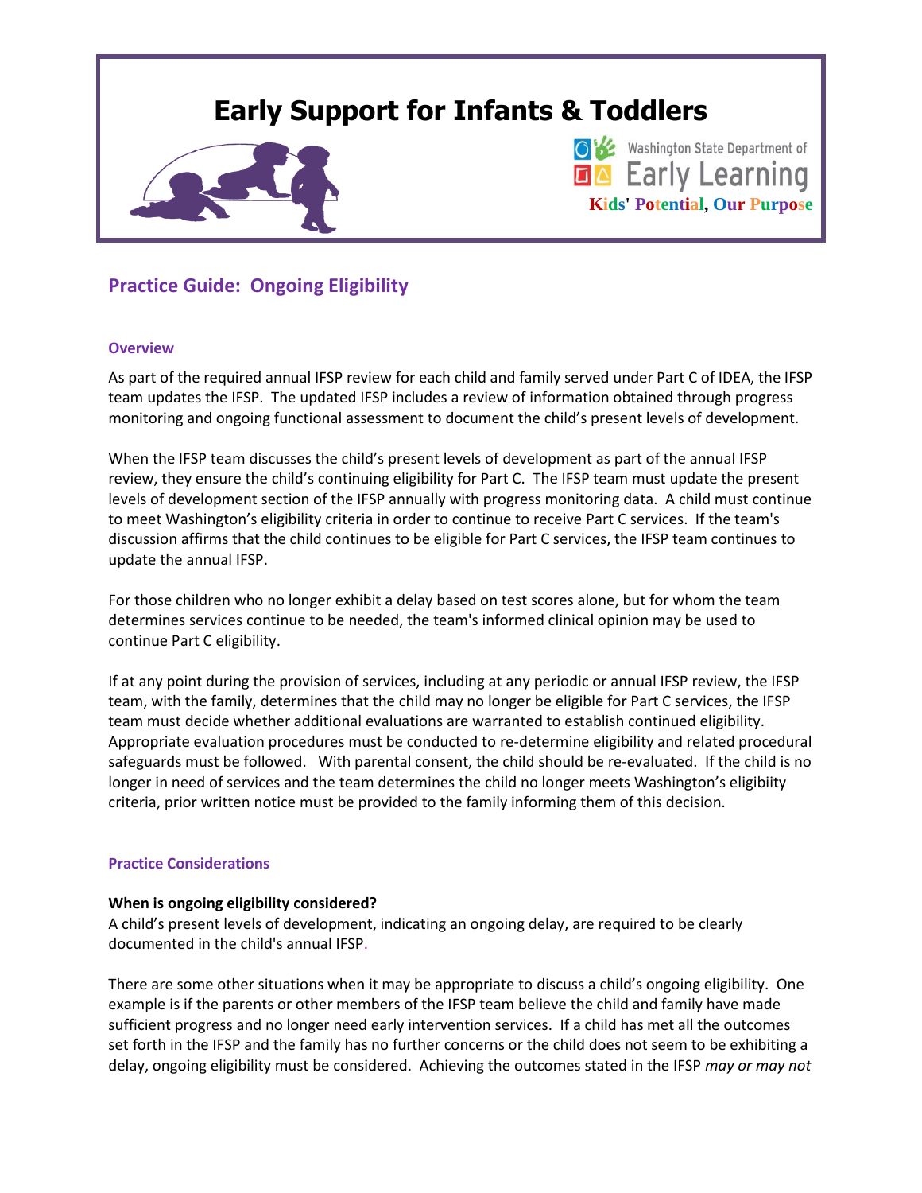# Early Support for Infants & Toddlers

Washington State Department of Early Learning

Kids' Potential, Our Purpose

## Practice Guide: Ongoing Eligibility

### Overview

As part of the required annual IFSP review for each child and family served under Part C of IDEA, the IFSP team updates the IFSP. The updated IFSP includes a review of information obtained through progress monitoring and ongoing functional assessment to document the child's present levels of development.

When the IFSP team discusses the child's present levels of development as part of the annual IFSP review, they ensure the child's continuing eligibility for Part C. The IFSP team must update the present levels of development section of the IFSP annually with progress monitoring data. A child must continue to meet Washington's eligibility criteria in order to continue to receive Part C services. If the team's discussion affirms that the child continues to be eligible for Part C services, the IFSP team continues to update the annual IFSP.

For those children who no longer exhibit a delay based on test scores alone, but for whom the team determines services continue to be needed, the team's informed clinical opinion may be used to continue Part C eligibility.

If at any point during the provision of services, including at any periodic or annual IFSP review, the IFSP team, with the family, determines that the child may no longer be eligible for Part C services, the IFSP team must decide whether additional evaluations are warranted to establish continued eligibility. Appropriate evaluation procedures must be conducted to re-determine eligibility and related procedural safeguards must be followed. With parental consent, the child should be re-evaluated. If the child is no longer in need of services and the team determines the child no longer meets Washington's eligibiity criteria, prior written notice must be provided to the family informing them of this decision.

### Practice Considerations

**When is ongoing eligibility considered?**
A child's present levels of development, indicating an ongoing delay, are required to be clearly documented in the child's annual IFSP.

There are some other situations when it may be appropriate to discuss a child's ongoing eligibility. One example is if the parents or other members of the IFSP team believe the child and family have made sufficient progress and no longer need early intervention services. If a child has met all the outcomes set forth in the IFSP and the family has no further concerns or the child does not seem to be exhibiting a delay, ongoing eligibility must be considered. Achieving the outcomes stated in the IFSP *may or may not*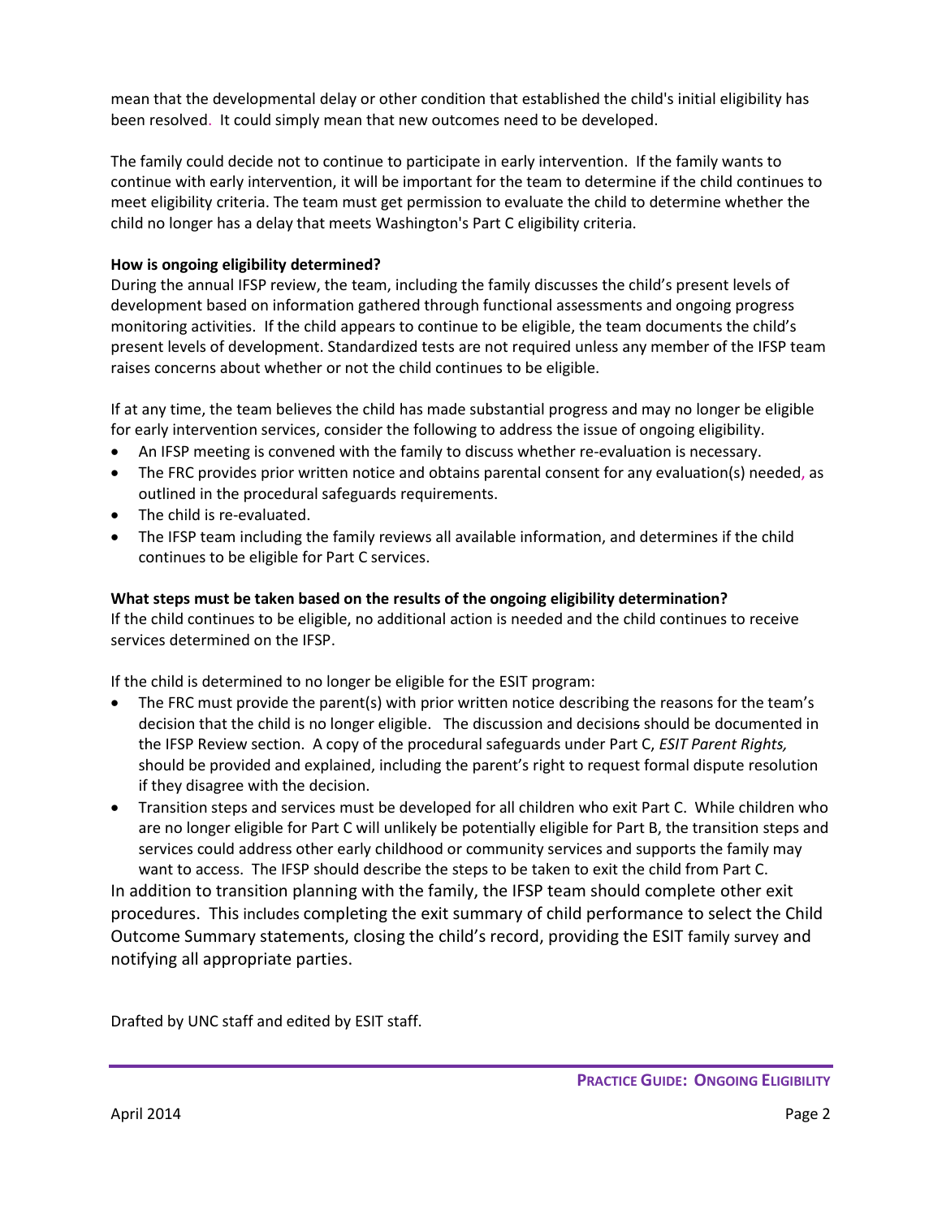mean that the developmental delay or other condition that established the child's initial eligibility has been resolved. It could simply mean that new outcomes need to be developed.

The family could decide not to continue to participate in early intervention. If the family wants to continue with early intervention, it will be important for the team to determine if the child continues to meet eligibility criteria. The team must get permission to evaluate the child to determine whether the child no longer has a delay that meets Washington's Part C eligibility criteria.

**How is ongoing eligibility determined?**

During the annual IFSP review, the team, including the family discusses the child's present levels of development based on information gathered through functional assessments and ongoing progress monitoring activities. If the child appears to continue to be eligible, the team documents the child's present levels of development. Standardized tests are not required unless any member of the IFSP team raises concerns about whether or not the child continues to be eligible.

If at any time, the team believes the child has made substantial progress and may no longer be eligible for early intervention services, consider the following to address the issue of ongoing eligibility.

- An IFSP meeting is convened with the family to discuss whether re-evaluation is necessary.
- The FRC provides prior written notice and obtains parental consent for any evaluation(s) needed, as outlined in the procedural safeguards requirements.
- The child is re-evaluated.
- The IFSP team including the family reviews all available information, and determines if the child continues to be eligible for Part C services.

**What steps must be taken based on the results of the ongoing eligibility determination?**

If the child continues to be eligible, no additional action is needed and the child continues to receive services determined on the IFSP.

If the child is determined to no longer be eligible for the ESIT program:

- The FRC must provide the parent(s) with prior written notice describing the reasons for the team's decision that the child is no longer eligible. The discussion and decisions should be documented in the IFSP Review section. A copy of the procedural safeguards under Part C, *ESIT Parent Rights,* should be provided and explained, including the parent's right to request formal dispute resolution if they disagree with the decision.
- Transition steps and services must be developed for all children who exit Part C. While children who are no longer eligible for Part C will unlikely be potentially eligible for Part B, the transition steps and services could address other early childhood or community services and supports the family may want to access. The IFSP should describe the steps to be taken to exit the child from Part C.

In addition to transition planning with the family, the IFSP team should complete other exit procedures. This includes completing the exit summary of child performance to select the Child Outcome Summary statements, closing the child's record, providing the ESIT family survey and notifying all appropriate parties.

Drafted by UNC staff and edited by ESIT staff.